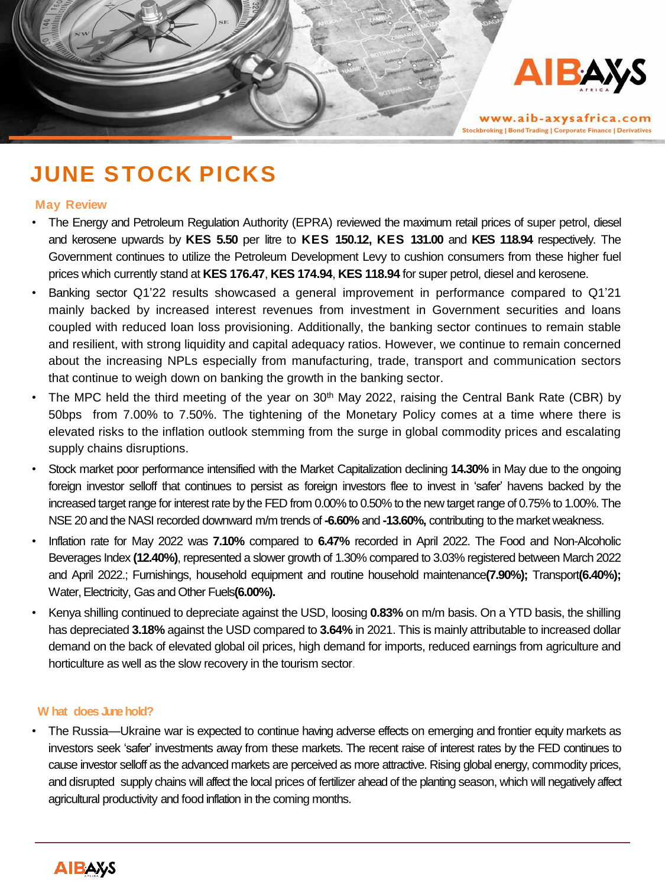# JUNE STOCK PICKS

## May Review

- The Energy and Petroleum Regulation Authority (EPRA) reviewed the maximum retail prices of super petrol, diesel and kerosene upwards by **KES 5.50** per litre to **KES 150.12, KES 131.00** and **KES 118.94** respectively. The Government continues to utilize the Petroleum Development Levy to cushion consumers from these higher fuel prices which currently stand at **KES 176.47**, **KES 174.94**, **KES 118.94** for super petrol, diesel and kerosene.
- Banking sector Q1'22 results showcased a general improvement in performance compared to Q1'21 mainly backed by increased interest revenues from investment in Government securities and loans coupled with reduced loan loss provisioning. Additionally, the banking sector continues to remain stable and resilient, with strong liquidity and capital adequacy ratios. However, we continue to remain concerned about the increasing NPLs especially from manufacturing, trade, transport and communication sectors that continue to weigh down on banking the growth in the banking sector.
- The MPC held the third meeting of the year on 30th May 2022, raising the Central Bank Rate (CBR) by 50bps from 7.00% to 7.50%. The tightening of the Monetary Policy comes at a time where there is elevated risks to the inflation outlook stemming from the surge in global commodity prices and escalating supply chains disruptions.
- Stock market poor performance intensified with the Market Capitalization declining **14.30%** in May due to the ongoing foreign investor selloff that continues to persist as foreign investors flee to invest in 'safer' havens backed by the increased target range for interest rate by the FED from 0.00% to 0.50% to the new target range of 0.75% to 1.00%. The NSE 20 and the NASI recorded downward m/m trends of **-6.60%** and **-13.60%,** contributing to the market weakness.
- Inflation rate for May 2022 was **7.10%** compared to **6.47%** recorded in April 2022. The Food and Non-Alcoholic Beverages Index **(12.40%)**, represented a slower growth of 1.30% compared to 3.03% registered between March 2022 and April 2022.; Furnishings, household equipment and routine household maintenance**(7.90%);** Transport**(6.40%);** Water, Electricity, Gas and Other Fuels**(6.00%).**
- Kenya shilling continued to depreciate against the USD, loosing **0.83%** on m/m basis. On a YTD basis, the shilling has depreciated **3.18%** against the USD compared to **3.64%** in 2021. This is mainly attributable to increased dollar demand on the back of elevated global oil prices, high demand for imports, reduced earnings from agriculture and horticulture as well as the slow recovery in the tourism sector.

## What does June hold?

- The Russia—Ukraine war is expected to continue having adverse effects on emerging and frontier equity markets as investors seek 'safer' investments away from these markets. The recent raise of interest rates by the FED continues to cause investor selloff as the advanced markets are perceived as more attractive. Rising global energy, commodity prices, and disrupted supply chains will affect the local prices of fertilizer ahead of the planting season, which will negatively affect agricultural productivity and food inflation in the coming months.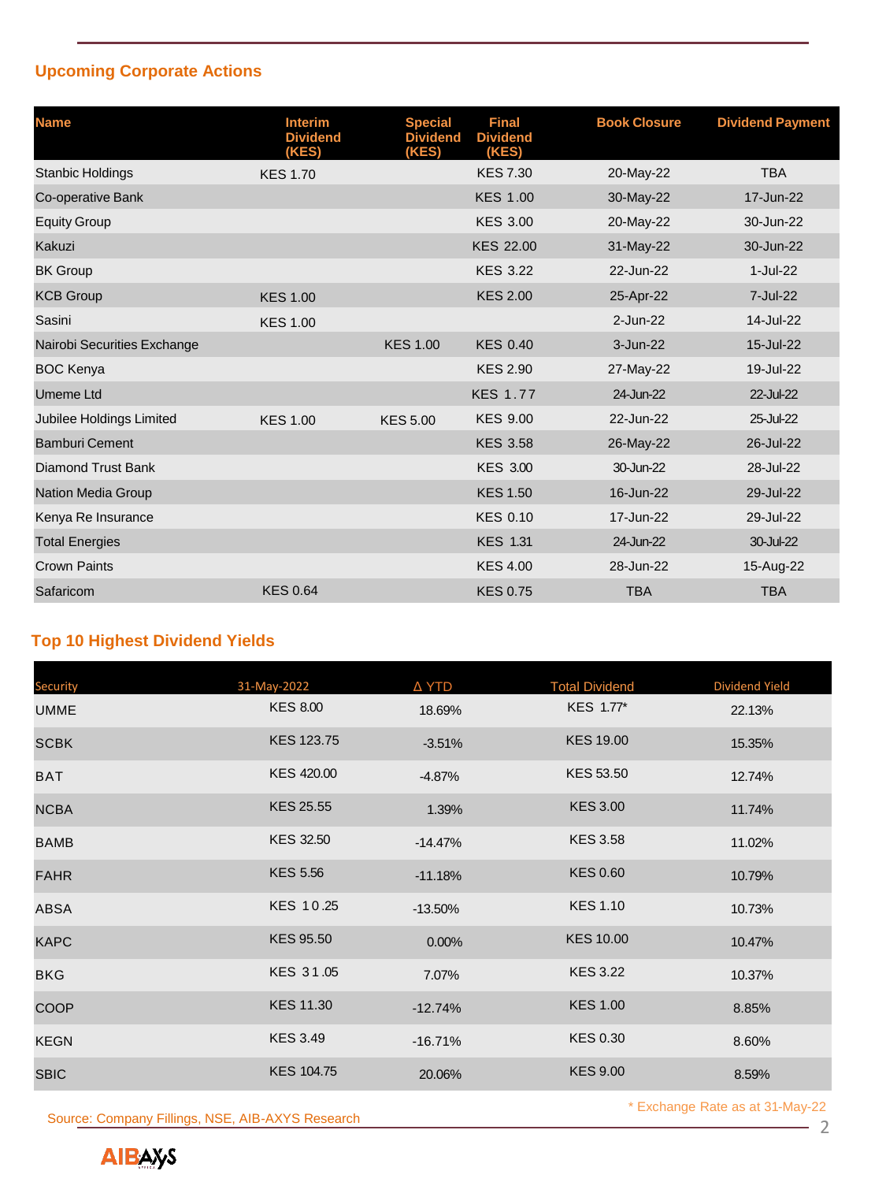## Upcoming Corporate Actions

| Name | Interim Dividend (KES) | Special Dividend (KES) | Final Dividend (KES) | Book Closure | Dividend Payment |
|---|---|---|---|---|---|
| Stanbic Holdings | KES 1.70 | | KES 7.30 | 20-May-22 | TBA |
| Co-operative Bank | | | KES 1.00 | 30-May-22 | 17-Jun-22 |
| Equity Group | | | KES 3.00 | 20-May-22 | 30-Jun-22 |
| Kakuzi | | | KES 22.00 | 31-May-22 | 30-Jun-22 |
| BK Group | | | KES 3.22 | 22-Jun-22 | 1-Jul-22 |
| KCB Group | KES 1.00 | | KES 2.00 | 25-Apr-22 | 7-Jul-22 |
| Sasini | KES 1.00 | | | 2-Jun-22 | 14-Jul-22 |
| Nairobi Securities Exchange | | KES 1.00 | KES 0.40 | 3-Jun-22 | 15-Jul-22 |
| BOC Kenya | | | KES 2.90 | 27-May-22 | 19-Jul-22 |
| Umeme Ltd | | | KES 1.77 | 24-Jun-22 | 22-Jul-22 |
| Jubilee Holdings Limited | KES 1.00 | KES 5.00 | KES 9.00 | 22-Jun-22 | 25-Jul-22 |
| Bamburi Cement | | | KES 3.58 | 26-May-22 | 26-Jul-22 |
| Diamond Trust Bank | | | KES 3.00 | 30-Jun-22 | 28-Jul-22 |
| Nation Media Group | | | KES 1.50 | 16-Jun-22 | 29-Jul-22 |
| Kenya Re Insurance | | | KES 0.10 | 17-Jun-22 | 29-Jul-22 |
| Total Energies | | | KES 1.31 | 24-Jun-22 | 30-Jul-22 |
| Crown Paints | | | KES 4.00 | 28-Jun-22 | 15-Aug-22 |
| Safaricom | KES 0.64 | | KES 0.75 | TBA | TBA |

## Top 10 Highest Dividend Yields

| Security | 31-May-2022 | Δ YTD | Total Dividend | Dividend Yield |
|---|---|---|---|---|
| UMME | KES 8.00 | 18.69% | KES 1.77* | 22.13% |
| SCBK | KES 123.75 | -3.51% | KES 19.00 | 15.35% |
| BAT | KES 420.00 | -4.87% | KES 53.50 | 12.74% |
| NCBA | KES 25.55 | 1.39% | KES 3.00 | 11.74% |
| BAMB | KES 32.50 | -14.47% | KES 3.58 | 11.02% |
| FAHR | KES 5.56 | -11.18% | KES 0.60 | 10.79% |
| ABSA | KES 10.25 | -13.50% | KES 1.10 | 10.73% |
| KAPC | KES 95.50 | 0.00% | KES 10.00 | 10.47% |
| BKG | KES 31.05 | 7.07% | KES 3.22 | 10.37% |
| COOP | KES 11.30 | -12.74% | KES 1.00 | 8.85% |
| KEGN | KES 3.49 | -16.71% | KES 0.30 | 8.60% |
| SBIC | KES 104.75 | 20.06% | KES 9.00 | 8.59% |

\* Exchange Rate as at 31-May-22

Source: Company Fillings, NSE, AIB-AXYS Research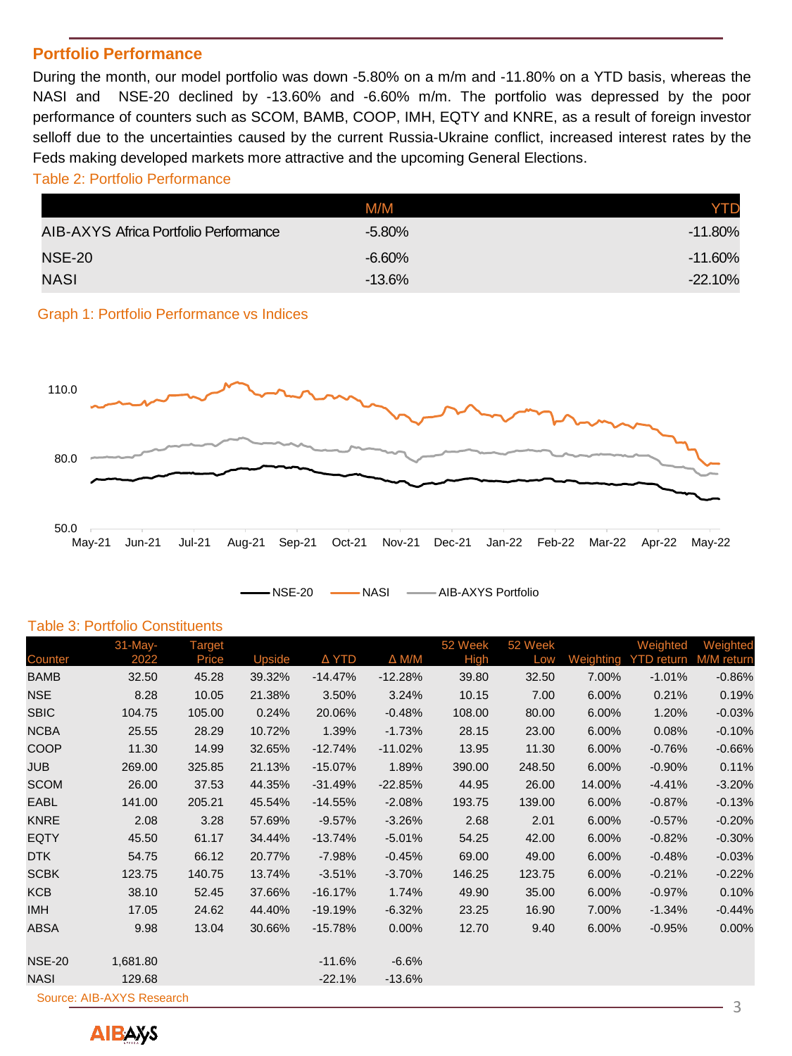## Portfolio Performance

During the month, our model portfolio was down -5.80% on a m/m and -11.80% on a YTD basis, whereas the NASI and NSE-20 declined by -13.60% and -6.60% m/m. The portfolio was depressed by the poor performance of counters such as SCOM, BAMB, COOP, IMH, EQTY and KNRE, as a result of foreign investor selloff due to the uncertainties caused by the current Russia-Ukraine conflict, increased interest rates by the Feds making developed markets more attractive and the upcoming General Elections.

Table 2: Portfolio Performance

| | M/M | YTD |
|---|---|---|
| AIB-AXYS Africa Portfolio Performance | -5.80% | -11.80% |
| NSE-20 | -6.60% | -11.60% |
| NASI | -13.6% | -22.10% |

Graph 1: Portfolio Performance vs Indices

Table 3: Portfolio Constituents

| Counter | 31-May-2022 | Target Price | Upside | Δ YTD | Δ M/M | 52 Week High | 52 Week Low | Weighting | Weighted YTD return | Weighted M/M return |
|---|---|---|---|---|---|---|---|---|---|---|
| BAMB | 32.50 | 45.28 | 39.32% | -14.47% | -12.28% | 39.80 | 32.50 | 7.00% | -1.01% | -0.86% |
| NSE | 8.28 | 10.05 | 21.38% | 3.50% | 3.24% | 10.15 | 7.00 | 6.00% | 0.21% | 0.19% |
| SBIC | 104.75 | 105.00 | 0.24% | 20.06% | -0.48% | 108.00 | 80.00 | 6.00% | 1.20% | -0.03% |
| NCBA | 25.55 | 28.29 | 10.72% | 1.39% | -1.73% | 28.15 | 23.00 | 6.00% | 0.08% | -0.10% |
| COOP | 11.30 | 14.99 | 32.65% | -12.74% | -11.02% | 13.95 | 11.30 | 6.00% | -0.76% | -0.66% |
| JUB | 269.00 | 325.85 | 21.13% | -15.07% | 1.89% | 390.00 | 248.50 | 6.00% | -0.90% | 0.11% |
| SCOM | 26.00 | 37.53 | 44.35% | -31.49% | -22.85% | 44.95 | 26.00 | 14.00% | -4.41% | -3.20% |
| EABL | 141.00 | 205.21 | 45.54% | -14.55% | -2.08% | 193.75 | 139.00 | 6.00% | -0.87% | -0.13% |
| KNRE | 2.08 | 3.28 | 57.69% | -9.57% | -3.26% | 2.68 | 2.01 | 6.00% | -0.57% | -0.20% |
| EQTY | 45.50 | 61.17 | 34.44% | -13.74% | -5.01% | 54.25 | 42.00 | 6.00% | -0.82% | -0.30% |
| DTK | 54.75 | 66.12 | 20.77% | -7.98% | -0.45% | 69.00 | 49.00 | 6.00% | -0.48% | -0.03% |
| SCBK | 123.75 | 140.75 | 13.74% | -3.51% | -3.70% | 146.25 | 123.75 | 6.00% | -0.21% | -0.22% |
| KCB | 38.10 | 52.45 | 37.66% | -16.17% | 1.74% | 49.90 | 35.00 | 6.00% | -0.97% | 0.10% |
| IMH | 17.05 | 24.62 | 44.40% | -19.19% | -6.32% | 23.25 | 16.90 | 7.00% | -1.34% | -0.44% |
| ABSA | 9.98 | 13.04 | 30.66% | -15.78% | 0.00% | 12.70 | 9.40 | 6.00% | -0.95% | 0.00% |
| | | | | | | | | | | |
| NSE-20 | 1,681.80 | | | -11.6% | -6.6% | | | | | |
| NASI | 129.68 | | | -22.1% | -13.6% | | | | | |

Source: AIB-AXYS Research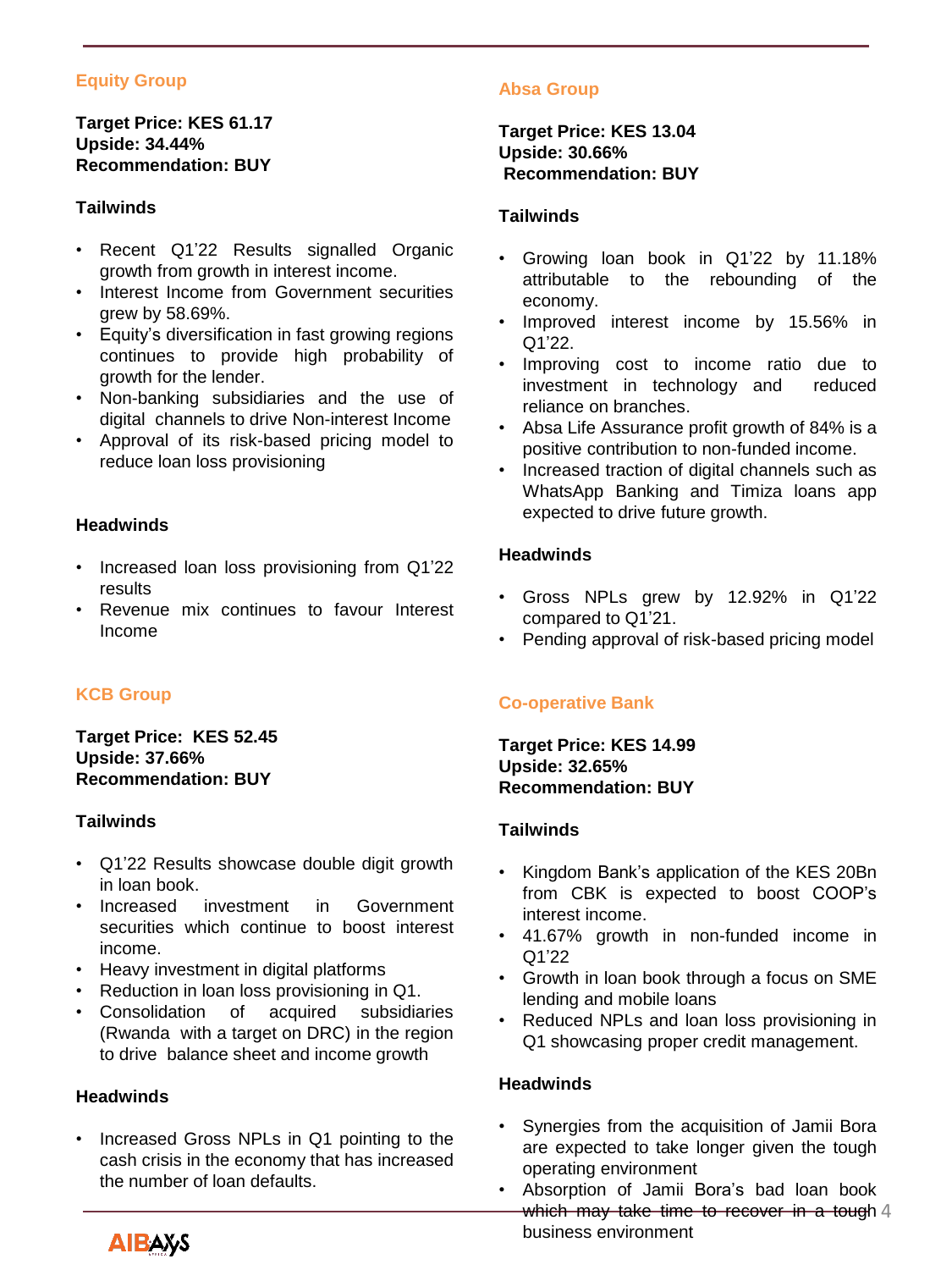## Equity Group

**Target Price: KES 61.17**
**Upside: 34.44%**
**Recommendation: BUY**

**Tailwinds**

- Recent Q1'22 Results signalled Organic growth from growth in interest income.
- Interest Income from Government securities grew by 58.69%.
- Equity's diversification in fast growing regions continues to provide high probability of growth for the lender.
- Non-banking subsidiaries and the use of digital channels to drive Non-interest Income
- Approval of its risk-based pricing model to reduce loan loss provisioning

**Headwinds**

- Increased loan loss provisioning from Q1'22 results
- Revenue mix continues to favour Interest Income

## KCB Group

**Target Price: KES 52.45**
**Upside: 37.66%**
**Recommendation: BUY**

**Tailwinds**

- Q1'22 Results showcase double digit growth in loan book.
- Increased investment in Government securities which continue to boost interest income.
- Heavy investment in digital platforms
- Reduction in loan loss provisioning in Q1.
- Consolidation of acquired subsidiaries (Rwanda with a target on DRC) in the region to drive balance sheet and income growth

**Headwinds**

- Increased Gross NPLs in Q1 pointing to the cash crisis in the economy that has increased the number of loan defaults.

## Absa Group

**Target Price: KES 13.04**
**Upside: 30.66%**
**Recommendation: BUY**

**Tailwinds**

- Growing loan book in Q1'22 by 11.18% attributable to the rebounding of the economy.
- Improved interest income by 15.56% in Q1'22.
- Improving cost to income ratio due to investment in technology and reduced reliance on branches.
- Absa Life Assurance profit growth of 84% is a positive contribution to non-funded income.
- Increased traction of digital channels such as WhatsApp Banking and Timiza loans app expected to drive future growth.

**Headwinds**

- Gross NPLs grew by 12.92% in Q1'22 compared to Q1'21.
- Pending approval of risk-based pricing model

## Co-operative Bank

**Target Price: KES 14.99**
**Upside: 32.65%**
**Recommendation: BUY**

**Tailwinds**

- Kingdom Bank's application of the KES 20Bn from CBK is expected to boost COOP's interest income.
- 41.67% growth in non-funded income in Q1'22
- Growth in loan book through a focus on SME lending and mobile loans
- Reduced NPLs and loan loss provisioning in Q1 showcasing proper credit management.

**Headwinds**

- Synergies from the acquisition of Jamii Bora are expected to take longer given the tough operating environment
- Absorption of Jamii Bora's bad loan book which may take time to recover in a tough business environment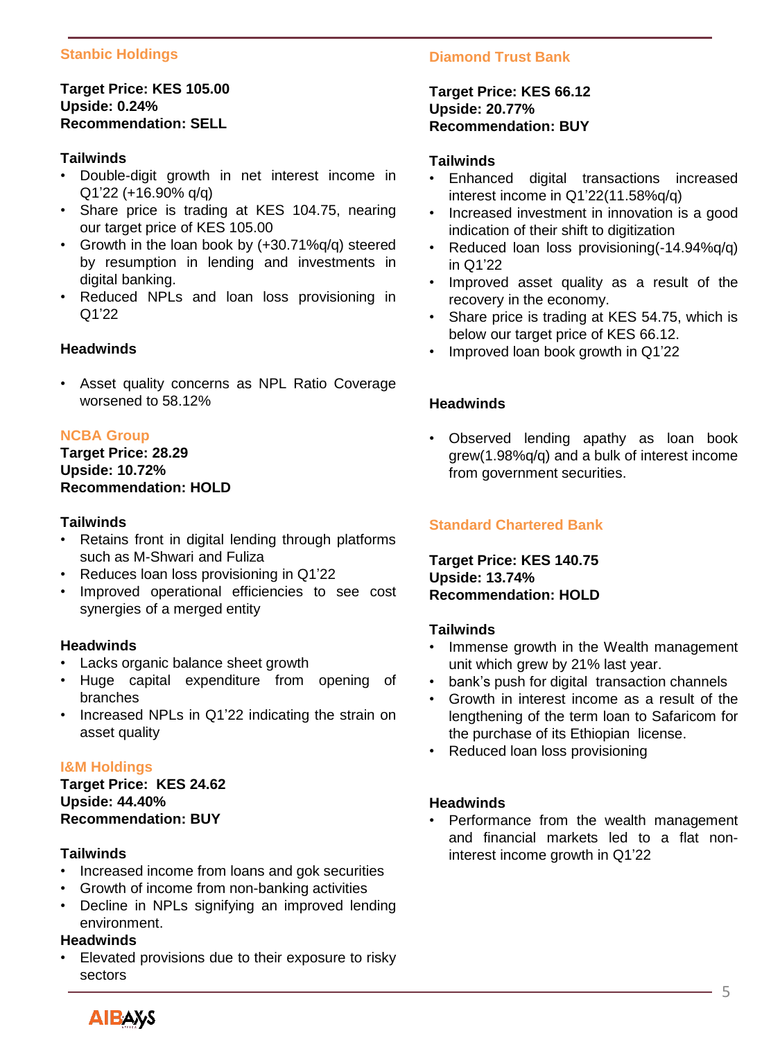## Stanbic Holdings

**Target Price: KES 105.00**
**Upside: 0.24%**
**Recommendation: SELL**

**Tailwinds**

- Double-digit growth in net interest income in Q1'22 (+16.90% q/q)
- Share price is trading at KES 104.75, nearing our target price of KES 105.00
- Growth in the loan book by (+30.71%q/q) steered by resumption in lending and investments in digital banking.
- Reduced NPLs and loan loss provisioning in Q1'22

**Headwinds**

- Asset quality concerns as NPL Ratio Coverage worsened to 58.12%

## NCBA Group

**Target Price: 28.29**
**Upside: 10.72%**
**Recommendation: HOLD**

**Tailwinds**

- Retains front in digital lending through platforms such as M-Shwari and Fuliza
- Reduces loan loss provisioning in Q1'22
- Improved operational efficiencies to see cost synergies of a merged entity

**Headwinds**

- Lacks organic balance sheet growth
- Huge capital expenditure from opening of branches
- Increased NPLs in Q1'22 indicating the strain on asset quality

## I&M Holdings

**Target Price: KES 24.62**
**Upside: 44.40%**
**Recommendation: BUY**

**Tailwinds**

- Increased income from loans and gok securities
- Growth of income from non-banking activities
- Decline in NPLs signifying an improved lending environment.

**Headwinds**

- Elevated provisions due to their exposure to risky sectors

## Diamond Trust Bank

**Target Price: KES 66.12**
**Upside: 20.77%**
**Recommendation: BUY**

**Tailwinds**

- Enhanced digital transactions increased interest income in Q1'22(11.58%q/q)
- Increased investment in innovation is a good indication of their shift to digitization
- Reduced loan loss provisioning(-14.94%q/q) in Q1'22
- Improved asset quality as a result of the recovery in the economy.
- Share price is trading at KES 54.75, which is below our target price of KES 66.12.
- Improved loan book growth in Q1'22

**Headwinds**

- Observed lending apathy as loan book grew(1.98%q/q) and a bulk of interest income from government securities.

## Standard Chartered Bank

**Target Price: KES 140.75**
**Upside: 13.74%**
**Recommendation: HOLD**

**Tailwinds**

- Immense growth in the Wealth management unit which grew by 21% last year.
- bank's push for digital transaction channels
- Growth in interest income as a result of the lengthening of the term loan to Safaricom for the purchase of its Ethiopian license.
- Reduced loan loss provisioning

**Headwinds**

- Performance from the wealth management and financial markets led to a flat non-interest income growth in Q1'22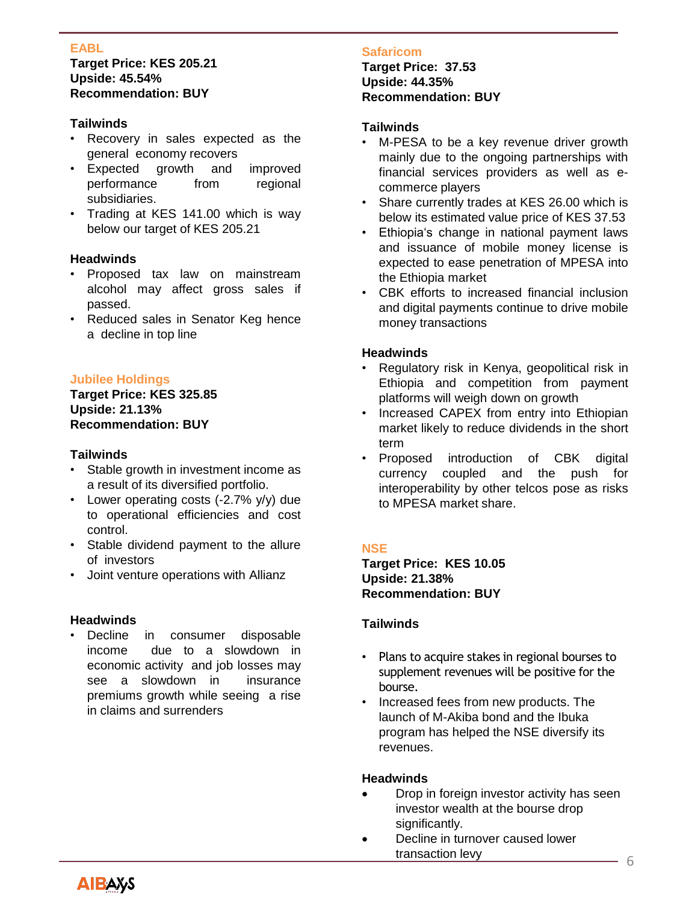## EABL

**Target Price: KES 205.21**
**Upside: 45.54%**
**Recommendation: BUY**

### Tailwinds

- Recovery in sales expected as the general economy recovers
- Expected growth and improved performance from regional subsidiaries.
- Trading at KES 141.00 which is way below our target of KES 205.21

### Headwinds

- Proposed tax law on mainstream alcohol may affect gross sales if passed.
- Reduced sales in Senator Keg hence a decline in top line

## Jubilee Holdings

**Target Price: KES 325.85**
**Upside: 21.13%**
**Recommendation: BUY**

### Tailwinds

- Stable growth in investment income as a result of its diversified portfolio.
- Lower operating costs (-2.7% y/y) due to operational efficiencies and cost control.
- Stable dividend payment to the allure of investors
- Joint venture operations with Allianz

### Headwinds

- Decline in consumer disposable income due to a slowdown in economic activity and job losses may see a slowdown in insurance premiums growth while seeing a rise in claims and surrenders

## Safaricom

**Target Price: 37.53**
**Upside: 44.35%**
**Recommendation: BUY**

### Tailwinds

- M-PESA to be a key revenue driver growth mainly due to the ongoing partnerships with financial services providers as well as e-commerce players
- Share currently trades at KES 26.00 which is below its estimated value price of KES 37.53
- Ethiopia's change in national payment laws and issuance of mobile money license is expected to ease penetration of MPESA into the Ethiopia market
- CBK efforts to increased financial inclusion and digital payments continue to drive mobile money transactions

### Headwinds

- Regulatory risk in Kenya, geopolitical risk in Ethiopia and competition from payment platforms will weigh down on growth
- Increased CAPEX from entry into Ethiopian market likely to reduce dividends in the short term
- Proposed introduction of CBK digital currency coupled and the push for interoperability by other telcos pose as risks to MPESA market share.

## NSE

**Target Price: KES 10.05**
**Upside: 21.38%**
**Recommendation: BUY**

### Tailwinds

- Plans to acquire stakes in regional bourses to supplement revenues will be positive for the bourse.
- Increased fees from new products. The launch of M-Akiba bond and the Ibuka program has helped the NSE diversify its revenues.

### Headwinds

- Drop in foreign investor activity has seen investor wealth at the bourse drop significantly.
- Decline in turnover caused lower transaction levy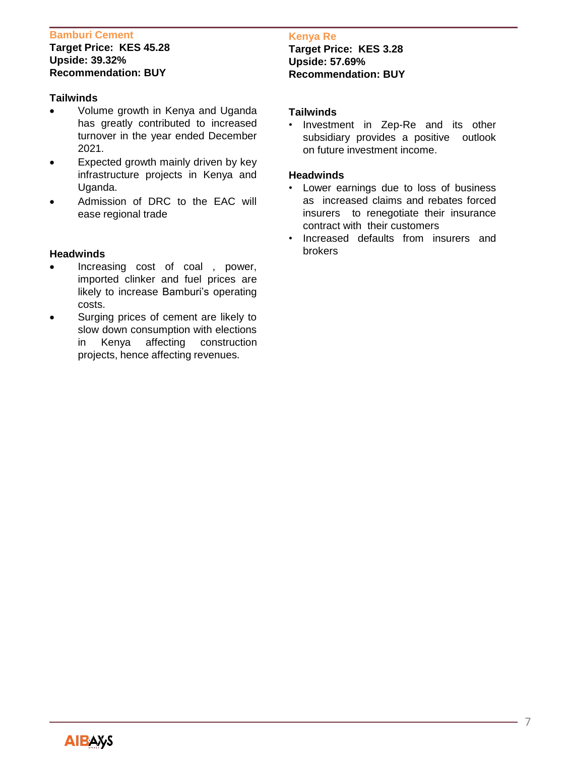## Bamburi Cement

**Target Price: KES 45.28**
**Upside: 39.32%**
**Recommendation: BUY**

### Tailwinds

- Volume growth in Kenya and Uganda has greatly contributed to increased turnover in the year ended December 2021.
- Expected growth mainly driven by key infrastructure projects in Kenya and Uganda.
- Admission of DRC to the EAC will ease regional trade

### Headwinds

- Increasing cost of coal , power, imported clinker and fuel prices are likely to increase Bamburi's operating costs.
- Surging prices of cement are likely to slow down consumption with elections in Kenya affecting construction projects, hence affecting revenues.

## Kenya Re

**Target Price: KES 3.28**
**Upside: 57.69%**
**Recommendation: BUY**

### Tailwinds

- Investment in Zep-Re and its other subsidiary provides a positive outlook on future investment income.

### Headwinds

- Lower earnings due to loss of business as increased claims and rebates forced insurers to renegotiate their insurance contract with their customers
- Increased defaults from insurers and brokers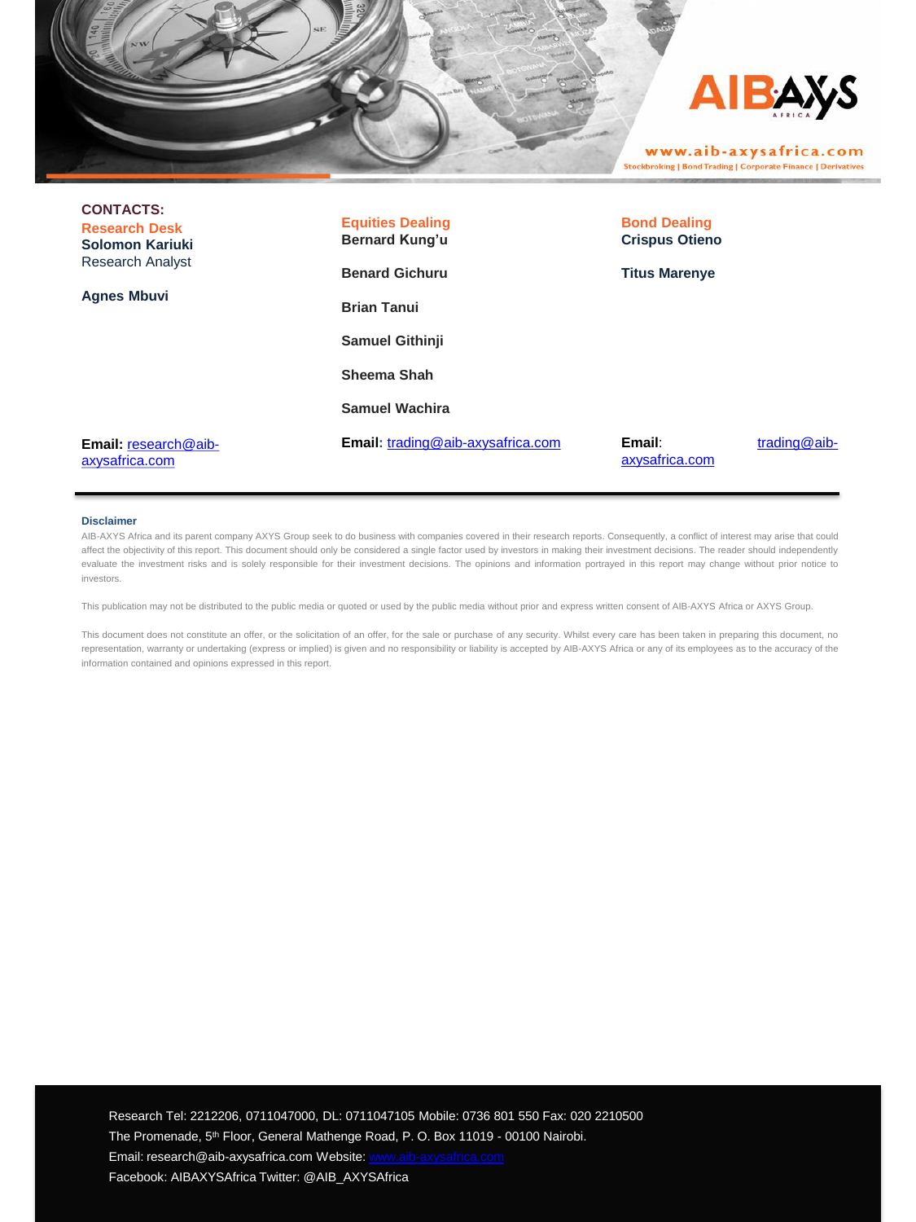www.aib-axysafrica.com

Stockbroking | Bond Trading | Corporate Finance | Derivatives

**CONTACTS:**

**Research Desk**

**Solomon Kariuki**
Research Analyst

**Agnes Mbuvi**

**Email:** research@aib-axysafrica.com

**Equities Dealing**

**Bernard Kung'u**

**Benard Gichuru**

**Brian Tanui**

**Samuel Githinji**

**Sheema Shah**

**Samuel Wachira**

**Email:** trading@aib-axysafrica.com

**Bond Dealing**

**Crispus Otieno**

**Titus Marenye**

**Email**: trading@aib-axysafrica.com

---

**Disclaimer**

AIB-AXYS Africa and its parent company AXYS Group seek to do business with companies covered in their research reports. Consequently, a conflict of interest may arise that could affect the objectivity of this report. This document should only be considered a single factor used by investors in making their investment decisions. The reader should independently evaluate the investment risks and is solely responsible for their investment decisions. The opinions and information portrayed in this report may change without prior notice to investors.

This publication may not be distributed to the public media or quoted or used by the public media without prior and express written consent of AIB-AXYS Africa or AXYS Group.

This document does not constitute an offer, or the solicitation of an offer, for the sale or purchase of any security. Whilst every care has been taken in preparing this document, no representation, warranty or undertaking (express or implied) is given and no responsibility or liability is accepted by AIB-AXYS Africa or any of its employees as to the accuracy of the information contained and opinions expressed in this report.

Research Tel: 2212206, 0711047000, DL: 0711047105 Mobile: 0736 801 550 Fax: 020 2210500
The Promenade, 5th Floor, General Mathenge Road, P. O. Box 11019 - 00100 Nairobi.
Email: research@aib-axysafrica.com Website: www.aib-axysafrica.com
Facebook: AIBAXYSAfrica Twitter: @AIB_AXYSAfrica